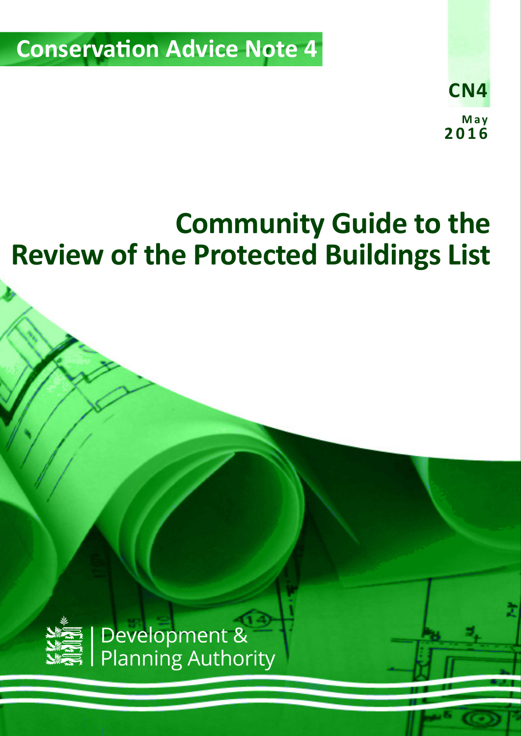Conservation Advice Note 4

CN4

May 2016

# Community Guide to the Review of the Protected Buildings List

Development & Planning Authority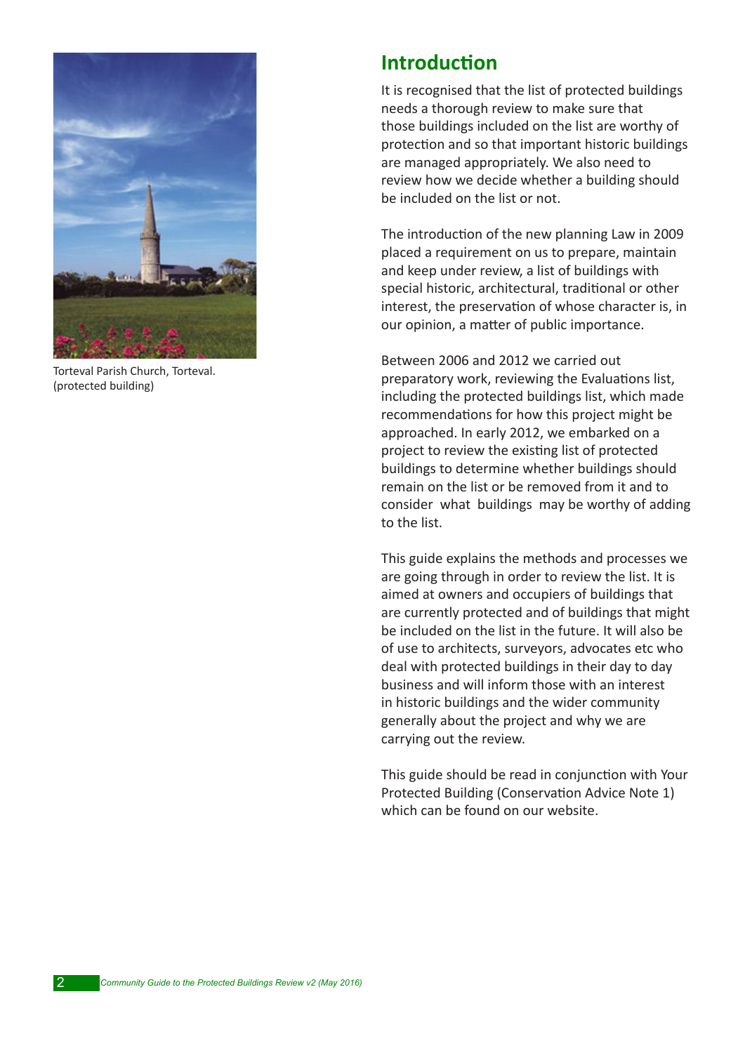Torteval Parish Church, Torteval. (protected building)

## Introduction

It is recognised that the list of protected buildings needs a thorough review to make sure that those buildings included on the list are worthy of protection and so that important historic buildings are managed appropriately. We also need to review how we decide whether a building should be included on the list or not.

The introduction of the new planning Law in 2009 placed a requirement on us to prepare, maintain and keep under review, a list of buildings with special historic, architectural, traditional or other interest, the preservation of whose character is, in our opinion, a matter of public importance.

Between 2006 and 2012 we carried out preparatory work, reviewing the Evaluations list, including the protected buildings list, which made recommendations for how this project might be approached. In early 2012, we embarked on a project to review the existing list of protected buildings to determine whether buildings should remain on the list or be removed from it and to consider what buildings may be worthy of adding to the list.

This guide explains the methods and processes we are going through in order to review the list. It is aimed at owners and occupiers of buildings that are currently protected and of buildings that might be included on the list in the future. It will also be of use to architects, surveyors, advocates etc who deal with protected buildings in their day to day business and will inform those with an interest in historic buildings and the wider community generally about the project and why we are carrying out the review.

This guide should be read in conjunction with Your Protected Building (Conservation Advice Note 1) which can be found on our website.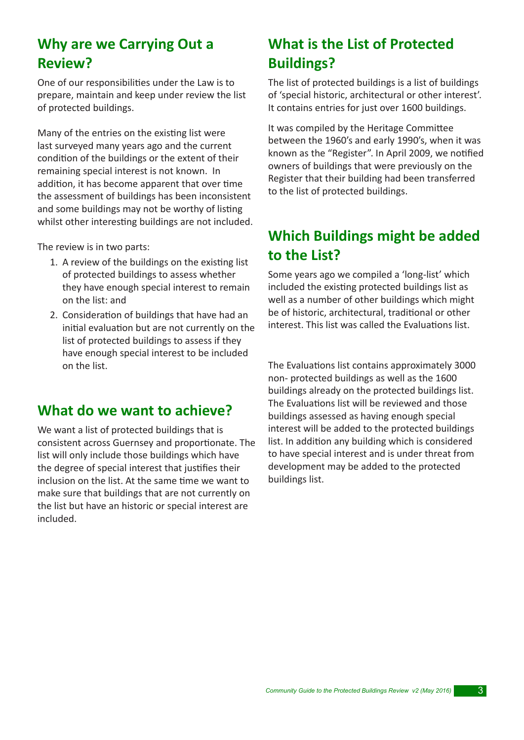## Why are we Carrying Out a Review?

One of our responsibilities under the Law is to prepare, maintain and keep under review the list of protected buildings.

Many of the entries on the existing list were last surveyed many years ago and the current condition of the buildings or the extent of their remaining special interest is not known. In addition, it has become apparent that over time the assessment of buildings has been inconsistent and some buildings may not be worthy of listing whilst other interesting buildings are not included.

The review is in two parts:

1. A review of the buildings on the existing list of protected buildings to assess whether they have enough special interest to remain on the list: and
2. Consideration of buildings that have had an initial evaluation but are not currently on the list of protected buildings to assess if they have enough special interest to be included on the list.

## What do we want to achieve?

We want a list of protected buildings that is consistent across Guernsey and proportionate. The list will only include those buildings which have the degree of special interest that justifies their inclusion on the list. At the same time we want to make sure that buildings that are not currently on the list but have an historic or special interest are included.

## What is the List of Protected Buildings?

The list of protected buildings is a list of buildings of 'special historic, architectural or other interest'. It contains entries for just over 1600 buildings.

It was compiled by the Heritage Committee between the 1960's and early 1990's, when it was known as the "Register". In April 2009, we notified owners of buildings that were previously on the Register that their building had been transferred to the list of protected buildings.

## Which Buildings might be added to the List?

Some years ago we compiled a 'long-list' which included the existing protected buildings list as well as a number of other buildings which might be of historic, architectural, traditional or other interest. This list was called the Evaluations list.

The Evaluations list contains approximately 3000 non- protected buildings as well as the 1600 buildings already on the protected buildings list. The Evaluations list will be reviewed and those buildings assessed as having enough special interest will be added to the protected buildings list. In addition any building which is considered to have special interest and is under threat from development may be added to the protected buildings list.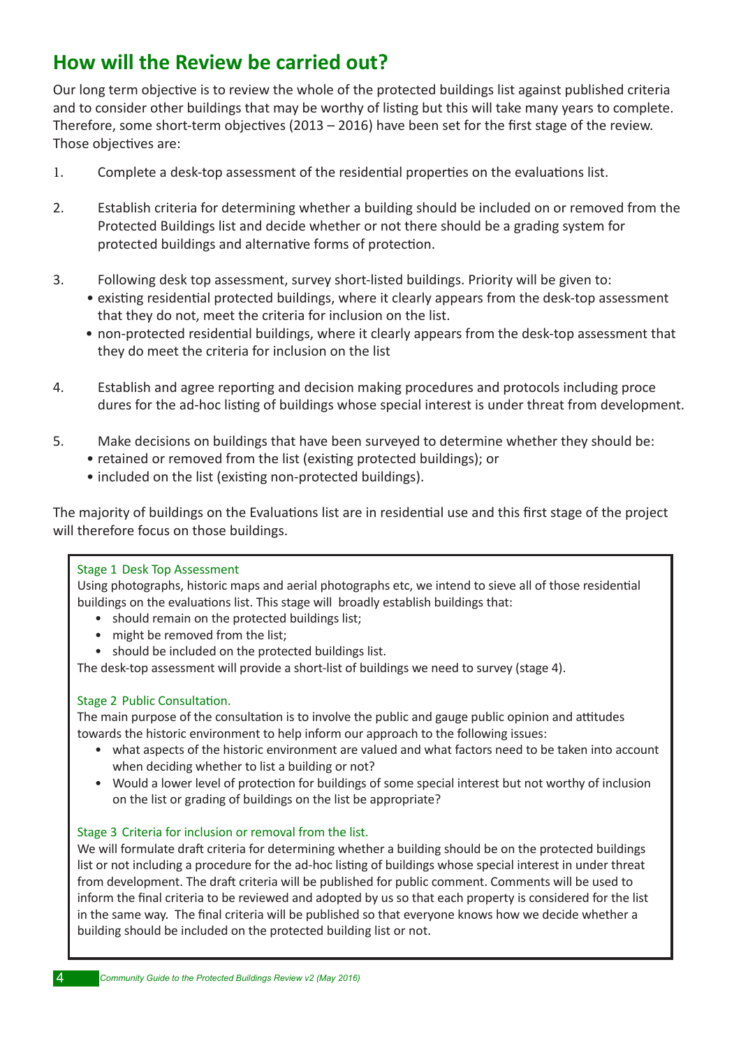## How will the Review be carried out?

Our long term objective is to review the whole of the protected buildings list against published criteria and to consider other buildings that may be worthy of listing but this will take many years to complete. Therefore, some short-term objectives (2013 – 2016) have been set for the first stage of the review. Those objectives are:

1. Complete a desk-top assessment of the residential properties on the evaluations list.

2. Establish criteria for determining whether a building should be included on or removed from the Protected Buildings list and decide whether or not there should be a grading system for protected buildings and alternative forms of protection.

3. Following desk top assessment, survey short-listed buildings. Priority will be given to:
   - existing residential protected buildings, where it clearly appears from the desk-top assessment that they do not, meet the criteria for inclusion on the list.
   - non-protected residential buildings, where it clearly appears from the desk-top assessment that they do meet the criteria for inclusion on the list

4. Establish and agree reporting and decision making procedures and protocols including proce dures for the ad-hoc listing of buildings whose special interest is under threat from development.

5. Make decisions on buildings that have been surveyed to determine whether they should be:
   - retained or removed from the list (existing protected buildings); or
   - included on the list (existing non-protected buildings).

The majority of buildings on the Evaluations list are in residential use and this first stage of the project will therefore focus on those buildings.

### Stage 1 Desk Top Assessment

Using photographs, historic maps and aerial photographs etc, we intend to sieve all of those residential buildings on the evaluations list. This stage will broadly establish buildings that:

- should remain on the protected buildings list;
- might be removed from the list;
- should be included on the protected buildings list.

The desk-top assessment will provide a short-list of buildings we need to survey (stage 4).

### Stage 2 Public Consultation.

The main purpose of the consultation is to involve the public and gauge public opinion and attitudes towards the historic environment to help inform our approach to the following issues:

- what aspects of the historic environment are valued and what factors need to be taken into account when deciding whether to list a building or not?
- Would a lower level of protection for buildings of some special interest but not worthy of inclusion on the list or grading of buildings on the list be appropriate?

### Stage 3 Criteria for inclusion or removal from the list.

We will formulate draft criteria for determining whether a building should be on the protected buildings list or not including a procedure for the ad-hoc listing of buildings whose special interest in under threat from development. The draft criteria will be published for public comment. Comments will be used to inform the final criteria to be reviewed and adopted by us so that each property is considered for the list in the same way. The final criteria will be published so that everyone knows how we decide whether a building should be included on the protected building list or not.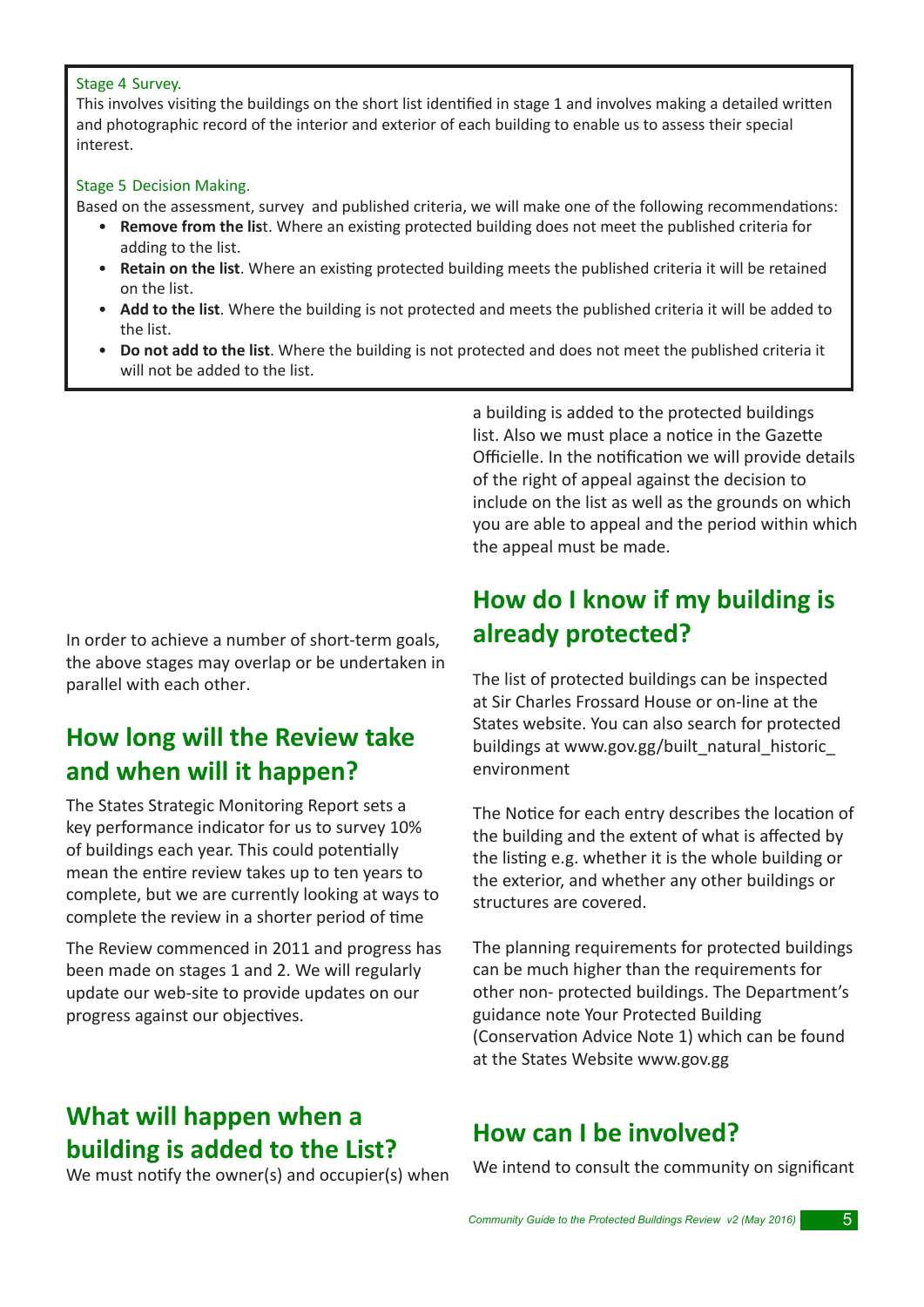Stage 4 Survey.

This involves visiting the buildings on the short list identified in stage 1 and involves making a detailed written and photographic record of the interior and exterior of each building to enable us to assess their special interest.

Stage 5 Decision Making.

Based on the assessment, survey and published criteria, we will make one of the following recommendations:

- **Remove from the lis**t. Where an existing protected building does not meet the published criteria for adding to the list.
- **Retain on the list**. Where an existing protected building meets the published criteria it will be retained on the list.
- **Add to the list**. Where the building is not protected and meets the published criteria it will be added to the list.
- **Do not add to the list**. Where the building is not protected and does not meet the published criteria it will not be added to the list.

In order to achieve a number of short-term goals, the above stages may overlap or be undertaken in parallel with each other.

## How long will the Review take and when will it happen?

The States Strategic Monitoring Report sets a key performance indicator for us to survey 10% of buildings each year. This could potentially mean the entire review takes up to ten years to complete, but we are currently looking at ways to complete the review in a shorter period of time

The Review commenced in 2011 and progress has been made on stages 1 and 2. We will regularly update our web-site to provide updates on our progress against our objectives.

## What will happen when a building is added to the List?

We must notify the owner(s) and occupier(s) when a building is added to the protected buildings list. Also we must place a notice in the Gazette Officielle. In the notification we will provide details of the right of appeal against the decision to include on the list as well as the grounds on which you are able to appeal and the period within which the appeal must be made.

## How do I know if my building is already protected?

The list of protected buildings can be inspected at Sir Charles Frossard House or on-line at the States website. You can also search for protected buildings at www.gov.gg/built_natural_historic_environment

The Notice for each entry describes the location of the building and the extent of what is affected by the listing e.g. whether it is the whole building or the exterior, and whether any other buildings or structures are covered.

The planning requirements for protected buildings can be much higher than the requirements for other non- protected buildings. The Department's guidance note Your Protected Building (Conservation Advice Note 1) which can be found at the States Website www.gov.gg

## How can I be involved?

We intend to consult the community on significant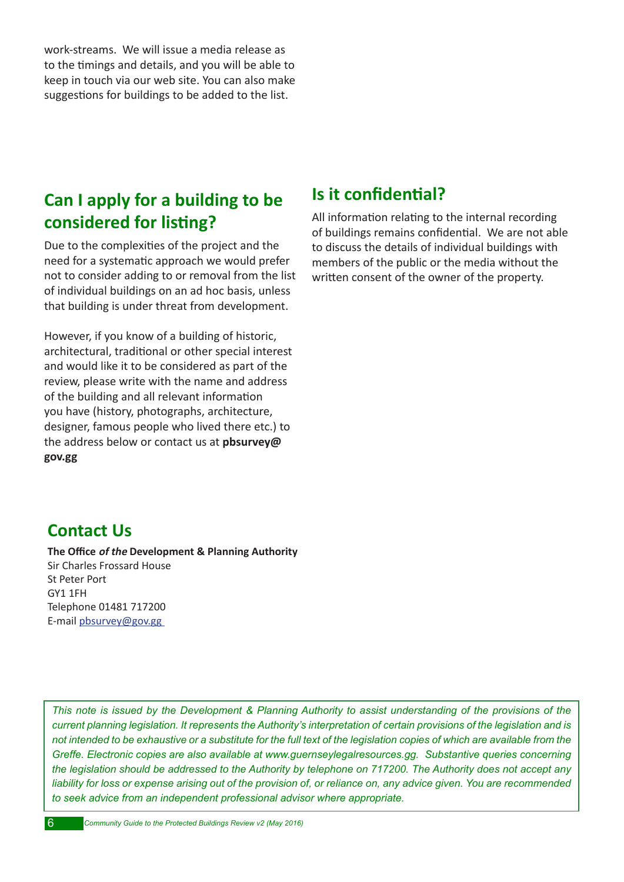work-streams. We will issue a media release as to the timings and details, and you will be able to keep in touch via our web site. You can also make suggestions for buildings to be added to the list.

## Can I apply for a building to be considered for listing?

Due to the complexities of the project and the need for a systematic approach we would prefer not to consider adding to or removal from the list of individual buildings on an ad hoc basis, unless that building is under threat from development.

However, if you know of a building of historic, architectural, traditional or other special interest and would like it to be considered as part of the review, please write with the name and address of the building and all relevant information you have (history, photographs, architecture, designer, famous people who lived there etc.) to the address below or contact us at **pbsurvey@gov.gg**

## Is it confidential?

All information relating to the internal recording of buildings remains confidential. We are not able to discuss the details of individual buildings with members of the public or the media without the written consent of the owner of the property.

## Contact Us

**The Office *of the* Development & Planning Authority**
Sir Charles Frossard House
St Peter Port
GY1 1FH
Telephone 01481 717200
E-mail pbsurvey@gov.gg

*This note is issued by the Development & Planning Authority to assist understanding of the provisions of the current planning legislation. It represents the Authority's interpretation of certain provisions of the legislation and is not intended to be exhaustive or a substitute for the full text of the legislation copies of which are available from the Greffe. Electronic copies are also available at www.guernseylegalresources.gg. Substantive queries concerning the legislation should be addressed to the Authority by telephone on 717200. The Authority does not accept any liability for loss or expense arising out of the provision of, or reliance on, any advice given. You are recommended to seek advice from an independent professional advisor where appropriate.*